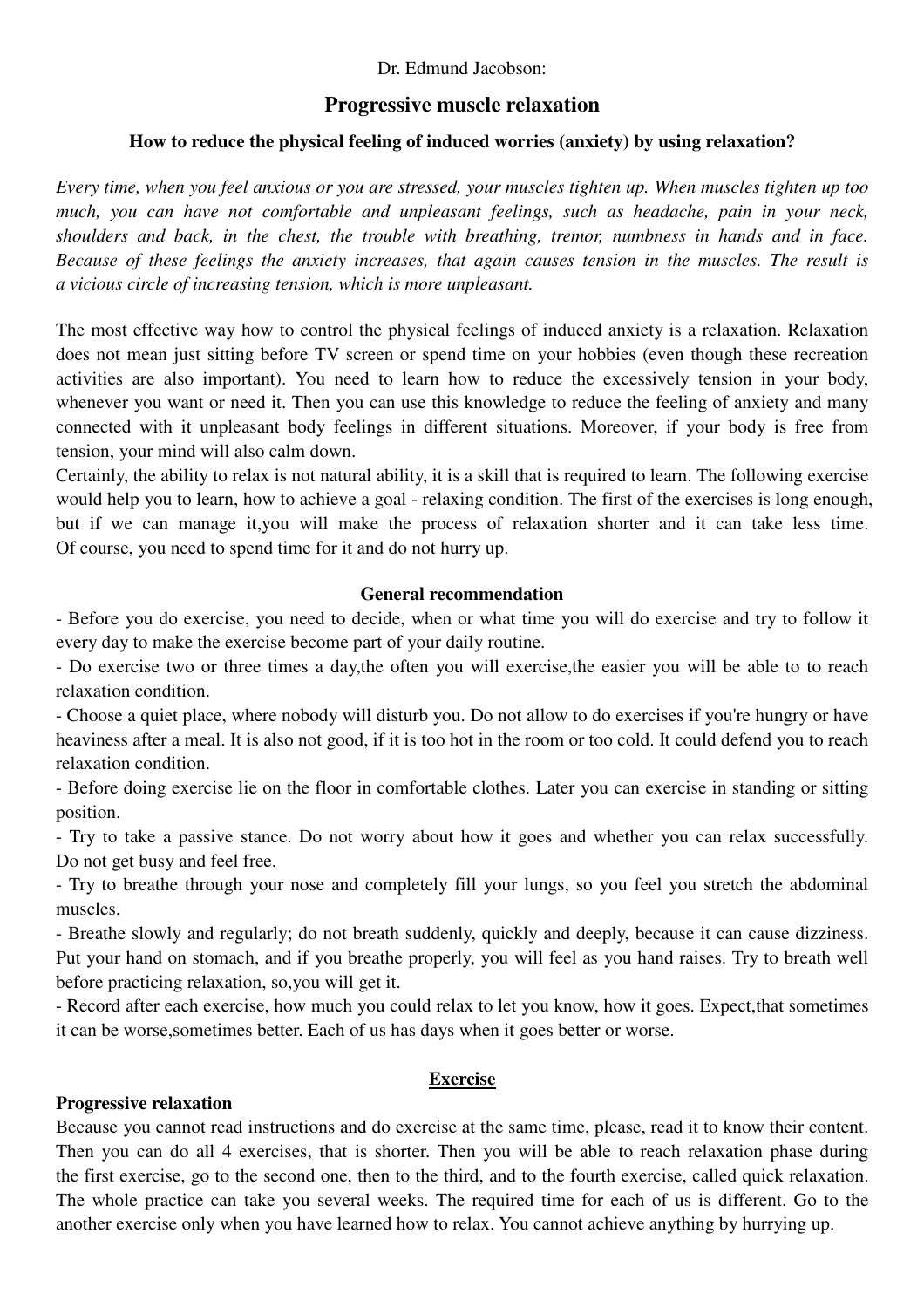Dr. Edmund Jacobson:

# Progressive muscle relaxation

### How to reduce the physical feeling of induced worries (anxiety) by using relaxation?

*Every time, when you feel anxious or you are stressed, your muscles tighten up. When muscles tighten up too much, you can have not comfortable and unpleasant feelings, such as headache, pain in your neck, shoulders and back, in the chest, the trouble with breathing, tremor, numbness in hands and in face. Because of these feelings the anxiety increases, that again causes tension in the muscles. The result is a vicious circle of increasing tension, which is more unpleasant.*

The most effective way how to control the physical feelings of induced anxiety is a relaxation. Relaxation does not mean just sitting before TV screen or spend time on your hobbies (even though these recreation activities are also important). You need to learn how to reduce the excessively tension in your body, whenever you want or need it. Then you can use this knowledge to reduce the feeling of anxiety and many connected with it unpleasant body feelings in different situations. Moreover, if your body is free from tension, your mind will also calm down.
Certainly, the ability to relax is not natural ability, it is a skill that is required to learn. The following exercise would help you to learn, how to achieve a goal - relaxing condition. The first of the exercises is long enough, but if we can manage it,you will make the process of relaxation shorter and it can take less time. Of course, you need to spend time for it and do not hurry up.

### General recommendation

- Before you do exercise, you need to decide, when or what time you will do exercise and try to follow it every day to make the exercise become part of your daily routine.
- Do exercise two or three times a day,the often you will exercise,the easier you will be able to to reach relaxation condition.
- Choose a quiet place, where nobody will disturb you. Do not allow to do exercises if you're hungry or have heaviness after a meal. It is also not good, if it is too hot in the room or too cold. It could defend you to reach relaxation condition.
- Before doing exercise lie on the floor in comfortable clothes. Later you can exercise in standing or sitting position.
- Try to take a passive stance. Do not worry about how it goes and whether you can relax successfully. Do not get busy and feel free.
- Try to breathe through your nose and completely fill your lungs, so you feel you stretch the abdominal muscles.
- Breathe slowly and regularly; do not breath suddenly, quickly and deeply, because it can cause dizziness. Put your hand on stomach, and if you breathe properly, you will feel as you hand raises. Try to breath well before practicing relaxation, so,you will get it.
- Record after each exercise, how much you could relax to let you know, how it goes. Expect,that sometimes it can be worse,sometimes better. Each of us has days when it goes better or worse.

## Exercise

**Progressive relaxation**
Because you cannot read instructions and do exercise at the same time, please, read it to know their content. Then you can do all 4 exercises, that is shorter. Then you will be able to reach relaxation phase during the first exercise, go to the second one, then to the third, and to the fourth exercise, called quick relaxation. The whole practice can take you several weeks. The required time for each of us is different. Go to the another exercise only when you have learned how to relax. You cannot achieve anything by hurrying up.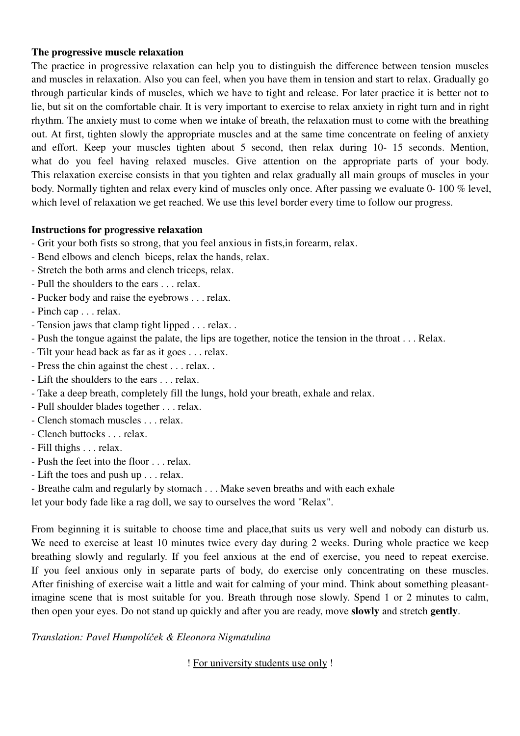**The progressive muscle relaxation**

The practice in progressive relaxation can help you to distinguish the difference between tension muscles and muscles in relaxation. Also you can feel, when you have them in tension and start to relax. Gradually go through particular kinds of muscles, which we have to tight and release. For later practice it is better not to lie, but sit on the comfortable chair. It is very important to exercise to relax anxiety in right turn and in right rhythm. The anxiety must to come when we intake of breath, the relaxation must to come with the breathing out. At first, tighten slowly the appropriate muscles and at the same time concentrate on feeling of anxiety and effort. Keep your muscles tighten about 5 second, then relax during 10- 15 seconds. Mention, what do you feel having relaxed muscles. Give attention on the appropriate parts of your body. This relaxation exercise consists in that you tighten and relax gradually all main groups of muscles in your body. Normally tighten and relax every kind of muscles only once. After passing we evaluate 0- 100 % level, which level of relaxation we get reached. We use this level border every time to follow our progress.

**Instructions for progressive relaxation**

- Grit your both fists so strong, that you feel anxious in fists,in forearm, relax.
- Bend elbows and clench biceps, relax the hands, relax.
- Stretch the both arms and clench triceps, relax.
- Pull the shoulders to the ears . . . relax.
- Pucker body and raise the eyebrows . . . relax.
- Pinch cap . . . relax.
- Tension jaws that clamp tight lipped . . . relax. .
- Push the tongue against the palate, the lips are together, notice the tension in the throat . . . Relax.
- Tilt your head back as far as it goes . . . relax.
- Press the chin against the chest . . . relax. .
- Lift the shoulders to the ears . . . relax.
- Take a deep breath, completely fill the lungs, hold your breath, exhale and relax.
- Pull shoulder blades together . . . relax.
- Clench stomach muscles . . . relax.
- Clench buttocks . . . relax.
- Fill thighs . . . relax.
- Push the feet into the floor . . . relax.
- Lift the toes and push up . . . relax.
- Breathe calm and regularly by stomach . . . Make seven breaths and with each exhale let your body fade like a rag doll, we say to ourselves the word "Relax".

From beginning it is suitable to choose time and place,that suits us very well and nobody can disturb us. We need to exercise at least 10 minutes twice every day during 2 weeks. During whole practice we keep breathing slowly and regularly. If you feel anxious at the end of exercise, you need to repeat exercise. If you feel anxious only in separate parts of body, do exercise only concentrating on these muscles. After finishing of exercise wait a little and wait for calming of your mind. Think about something pleasant- imagine scene that is most suitable for you. Breath through nose slowly. Spend 1 or 2 minutes to calm, then open your eyes. Do not stand up quickly and after you are ready, move **slowly** and stretch **gently**.

*Translation: Pavel Humpolíček & Eleonora Nigmatulina*

! For university students use only !